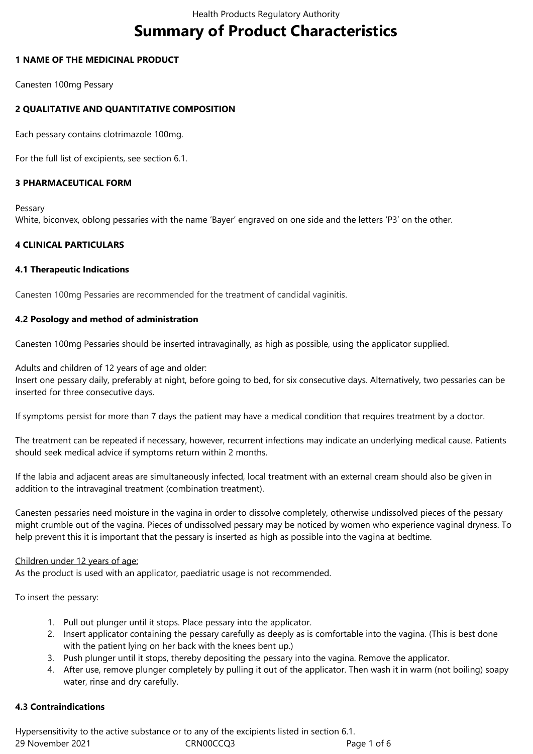# Summary of Product Characteristics

## 1 NAME OF THE MEDICINAL PRODUCT

Canesten 100mg Pessary

## 2 QUALITATIVE AND QUANTITATIVE COMPOSITION

Each pessary contains clotrimazole 100mg.

For the full list of excipients, see section 6.1.

## 3 PHARMACEUTICAL FORM

Pessary
White, biconvex, oblong pessaries with the name 'Bayer' engraved on one side and the letters 'P3' on the other.

## 4 CLINICAL PARTICULARS

### 4.1 Therapeutic Indications

Canesten 100mg Pessaries are recommended for the treatment of candidal vaginitis.

### 4.2 Posology and method of administration

Canesten 100mg Pessaries should be inserted intravaginally, as high as possible, using the applicator supplied.

Adults and children of 12 years of age and older:
Insert one pessary daily, preferably at night, before going to bed, for six consecutive days. Alternatively, two pessaries can be inserted for three consecutive days.

If symptoms persist for more than 7 days the patient may have a medical condition that requires treatment by a doctor.

The treatment can be repeated if necessary, however, recurrent infections may indicate an underlying medical cause. Patients should seek medical advice if symptoms return within 2 months.

If the labia and adjacent areas are simultaneously infected, local treatment with an external cream should also be given in addition to the intravaginal treatment (combination treatment).

Canesten pessaries need moisture in the vagina in order to dissolve completely, otherwise undissolved pieces of the pessary might crumble out of the vagina. Pieces of undissolved pessary may be noticed by women who experience vaginal dryness. To help prevent this it is important that the pessary is inserted as high as possible into the vagina at bedtime.

Children under 12 years of age:
As the product is used with an applicator, paediatric usage is not recommended.

To insert the pessary:

1. Pull out plunger until it stops. Place pessary into the applicator.
2. Insert applicator containing the pessary carefully as deeply as is comfortable into the vagina. (This is best done with the patient lying on her back with the knees bent up.)
3. Push plunger until it stops, thereby depositing the pessary into the vagina. Remove the applicator.
4. After use, remove plunger completely by pulling it out of the applicator. Then wash it in warm (not boiling) soapy water, rinse and dry carefully.

### 4.3 Contraindications

Hypersensitivity to the active substance or to any of the excipients listed in section 6.1.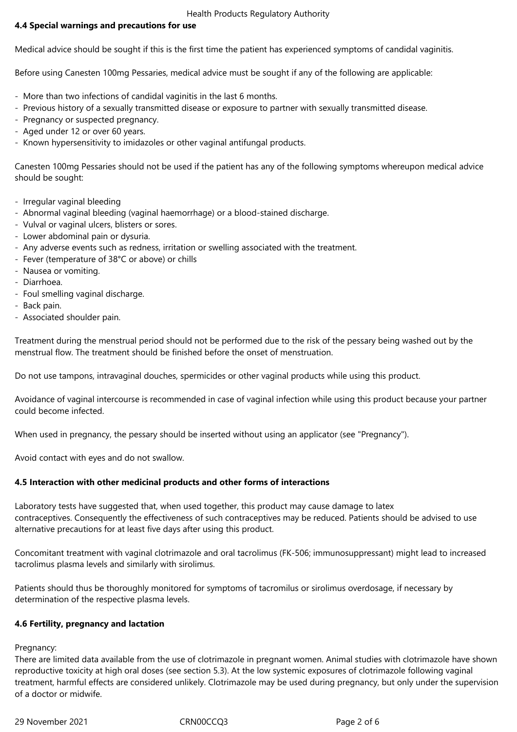## 4.4 Special warnings and precautions for use

Medical advice should be sought if this is the first time the patient has experienced symptoms of candidal vaginitis.

Before using Canesten 100mg Pessaries, medical advice must be sought if any of the following are applicable:

- More than two infections of candidal vaginitis in the last 6 months.
- Previous history of a sexually transmitted disease or exposure to partner with sexually transmitted disease.
- Pregnancy or suspected pregnancy.
- Aged under 12 or over 60 years.
- Known hypersensitivity to imidazoles or other vaginal antifungal products.

Canesten 100mg Pessaries should not be used if the patient has any of the following symptoms whereupon medical advice should be sought:

- Irregular vaginal bleeding
- Abnormal vaginal bleeding (vaginal haemorrhage) or a blood-stained discharge.
- Vulval or vaginal ulcers, blisters or sores.
- Lower abdominal pain or dysuria.
- Any adverse events such as redness, irritation or swelling associated with the treatment.
- Fever (temperature of 38°C or above) or chills
- Nausea or vomiting.
- Diarrhoea.
- Foul smelling vaginal discharge.
- Back pain.
- Associated shoulder pain.

Treatment during the menstrual period should not be performed due to the risk of the pessary being washed out by the menstrual flow. The treatment should be finished before the onset of menstruation.

Do not use tampons, intravaginal douches, spermicides or other vaginal products while using this product.

Avoidance of vaginal intercourse is recommended in case of vaginal infection while using this product because your partner could become infected.

When used in pregnancy, the pessary should be inserted without using an applicator (see "Pregnancy").

Avoid contact with eyes and do not swallow.

## 4.5 Interaction with other medicinal products and other forms of interactions

Laboratory tests have suggested that, when used together, this product may cause damage to latex contraceptives. Consequently the effectiveness of such contraceptives may be reduced. Patients should be advised to use alternative precautions for at least five days after using this product.

Concomitant treatment with vaginal clotrimazole and oral tacrolimus (FK-506; immunosuppressant) might lead to increased tacrolimus plasma levels and similarly with sirolimus.

Patients should thus be thoroughly monitored for symptoms of tacromilus or sirolimus overdosage, if necessary by determination of the respective plasma levels.

## 4.6 Fertility, pregnancy and lactation

Pregnancy:

There are limited data available from the use of clotrimazole in pregnant women. Animal studies with clotrimazole have shown reproductive toxicity at high oral doses (see section 5.3). At the low systemic exposures of clotrimazole following vaginal treatment, harmful effects are considered unlikely. Clotrimazole may be used during pregnancy, but only under the supervision of a doctor or midwife.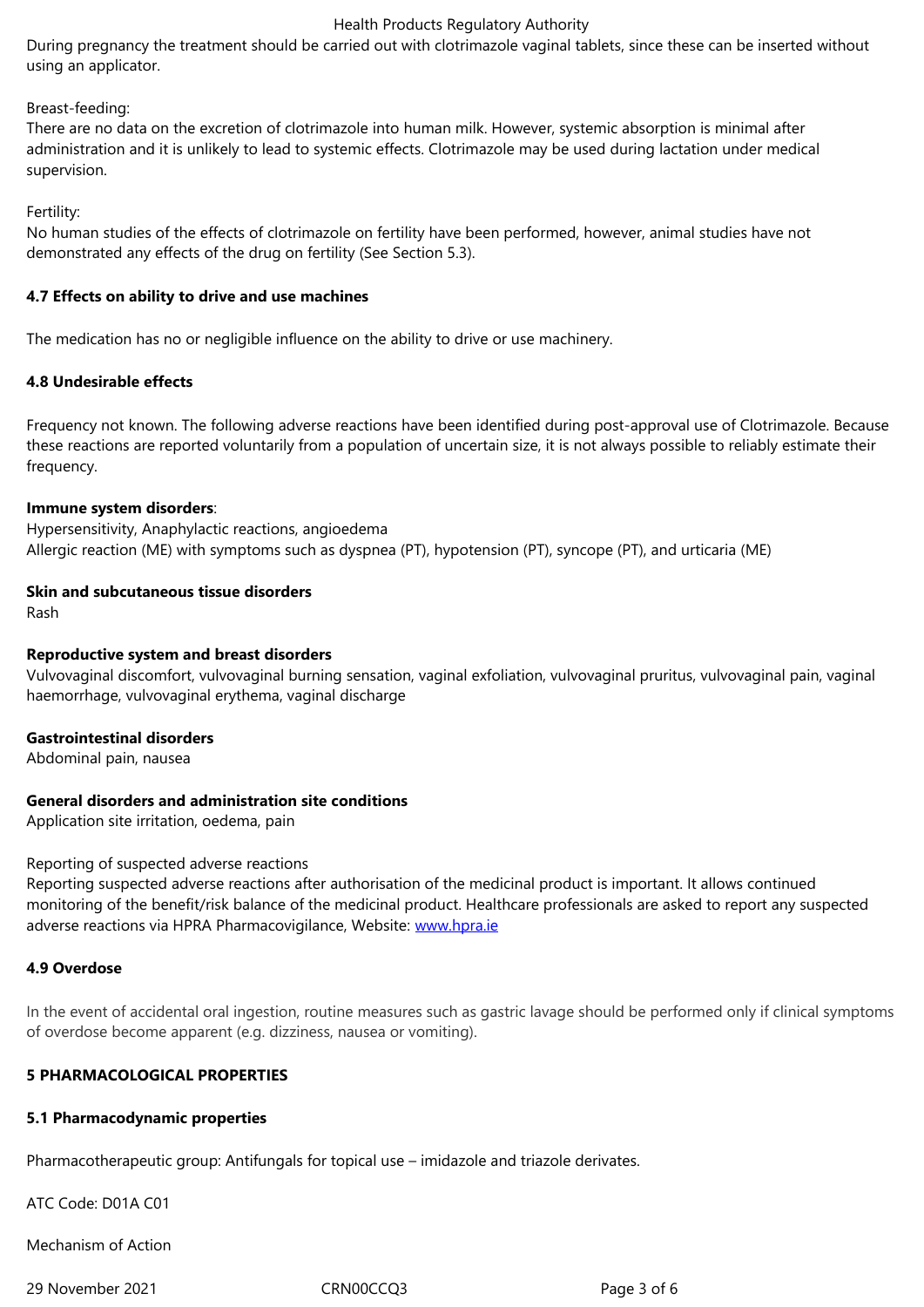During pregnancy the treatment should be carried out with clotrimazole vaginal tablets, since these can be inserted without using an applicator.

Breast-feeding:
There are no data on the excretion of clotrimazole into human milk. However, systemic absorption is minimal after administration and it is unlikely to lead to systemic effects. Clotrimazole may be used during lactation under medical supervision.

Fertility:
No human studies of the effects of clotrimazole on fertility have been performed, however, animal studies have not demonstrated any effects of the drug on fertility (See Section 5.3).

### 4.7 Effects on ability to drive and use machines

The medication has no or negligible influence on the ability to drive or use machinery.

### 4.8 Undesirable effects

Frequency not known. The following adverse reactions have been identified during post-approval use of Clotrimazole. Because these reactions are reported voluntarily from a population of uncertain size, it is not always possible to reliably estimate their frequency.

**Immune system disorders**:
Hypersensitivity, Anaphylactic reactions, angioedema
Allergic reaction (ME) with symptoms such as dyspnea (PT), hypotension (PT), syncope (PT), and urticaria (ME)

**Skin and subcutaneous tissue disorders**
Rash

**Reproductive system and breast disorders**
Vulvovaginal discomfort, vulvovaginal burning sensation, vaginal exfoliation, vulvovaginal pruritus, vulvovaginal pain, vaginal haemorrhage, vulvovaginal erythema, vaginal discharge

**Gastrointestinal disorders**
Abdominal pain, nausea

**General disorders and administration site conditions**
Application site irritation, oedema, pain

Reporting of suspected adverse reactions
Reporting suspected adverse reactions after authorisation of the medicinal product is important. It allows continued monitoring of the benefit/risk balance of the medicinal product. Healthcare professionals are asked to report any suspected adverse reactions via HPRA Pharmacovigilance, Website: www.hpra.ie

### 4.9 Overdose

In the event of accidental oral ingestion, routine measures such as gastric lavage should be performed only if clinical symptoms of overdose become apparent (e.g. dizziness, nausea or vomiting).

## 5 PHARMACOLOGICAL PROPERTIES

### 5.1 Pharmacodynamic properties

Pharmacotherapeutic group: Antifungals for topical use – imidazole and triazole derivates.

ATC Code: D01A C01

Mechanism of Action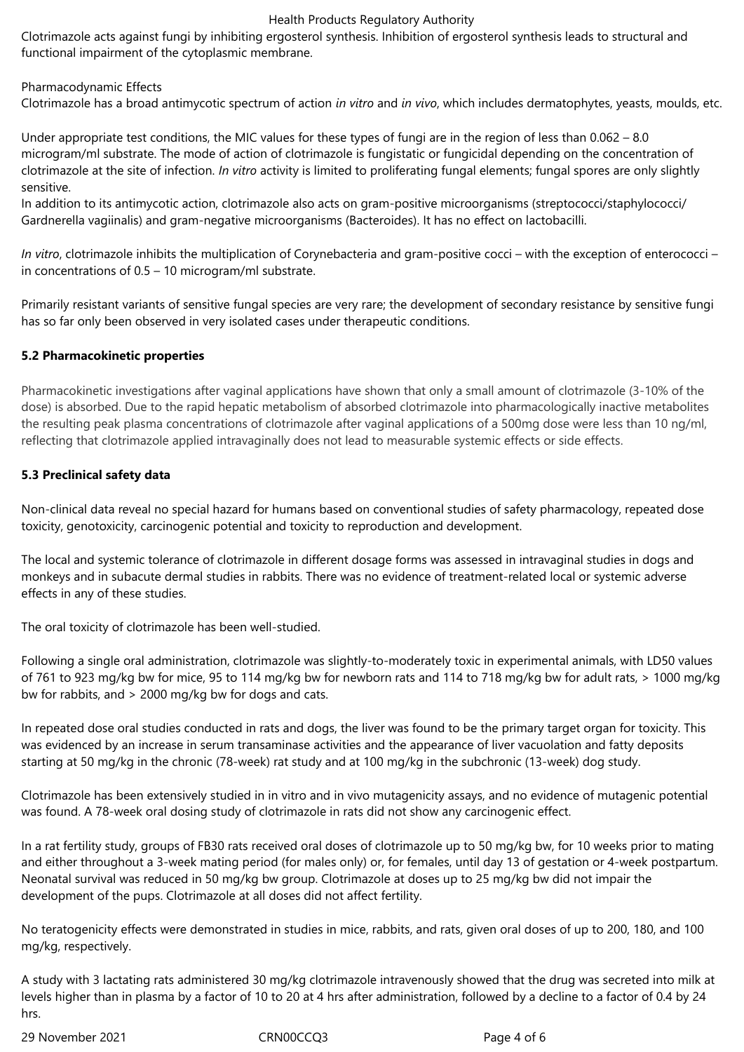Clotrimazole acts against fungi by inhibiting ergosterol synthesis. Inhibition of ergosterol synthesis leads to structural and functional impairment of the cytoplasmic membrane.

Pharmacodynamic Effects

Clotrimazole has a broad antimycotic spectrum of action *in vitro* and *in vivo*, which includes dermatophytes, yeasts, moulds, etc.

Under appropriate test conditions, the MIC values for these types of fungi are in the region of less than 0.062 – 8.0 microgram/ml substrate. The mode of action of clotrimazole is fungistatic or fungicidal depending on the concentration of clotrimazole at the site of infection. *In vitro* activity is limited to proliferating fungal elements; fungal spores are only slightly sensitive.

In addition to its antimycotic action, clotrimazole also acts on gram-positive microorganisms (streptococci/staphylococci/ Gardnerella vagiinalis) and gram-negative microorganisms (Bacteroides). It has no effect on lactobacilli.

*In vitro*, clotrimazole inhibits the multiplication of Corynebacteria and gram-positive cocci – with the exception of enterococci – in concentrations of 0.5 – 10 microgram/ml substrate.

Primarily resistant variants of sensitive fungal species are very rare; the development of secondary resistance by sensitive fungi has so far only been observed in very isolated cases under therapeutic conditions.

### 5.2 Pharmacokinetic properties

Pharmacokinetic investigations after vaginal applications have shown that only a small amount of clotrimazole (3-10% of the dose) is absorbed. Due to the rapid hepatic metabolism of absorbed clotrimazole into pharmacologically inactive metabolites the resulting peak plasma concentrations of clotrimazole after vaginal applications of a 500mg dose were less than 10 ng/ml, reflecting that clotrimazole applied intravaginally does not lead to measurable systemic effects or side effects.

### 5.3 Preclinical safety data

Non-clinical data reveal no special hazard for humans based on conventional studies of safety pharmacology, repeated dose toxicity, genotoxicity, carcinogenic potential and toxicity to reproduction and development.

The local and systemic tolerance of clotrimazole in different dosage forms was assessed in intravaginal studies in dogs and monkeys and in subacute dermal studies in rabbits. There was no evidence of treatment-related local or systemic adverse effects in any of these studies.

The oral toxicity of clotrimazole has been well-studied.

Following a single oral administration, clotrimazole was slightly-to-moderately toxic in experimental animals, with LD50 values of 761 to 923 mg/kg bw for mice, 95 to 114 mg/kg bw for newborn rats and 114 to 718 mg/kg bw for adult rats, > 1000 mg/kg bw for rabbits, and > 2000 mg/kg bw for dogs and cats.

In repeated dose oral studies conducted in rats and dogs, the liver was found to be the primary target organ for toxicity. This was evidenced by an increase in serum transaminase activities and the appearance of liver vacuolation and fatty deposits starting at 50 mg/kg in the chronic (78-week) rat study and at 100 mg/kg in the subchronic (13-week) dog study.

Clotrimazole has been extensively studied in in vitro and in vivo mutagenicity assays, and no evidence of mutagenic potential was found. A 78-week oral dosing study of clotrimazole in rats did not show any carcinogenic effect.

In a rat fertility study, groups of FB30 rats received oral doses of clotrimazole up to 50 mg/kg bw, for 10 weeks prior to mating and either throughout a 3-week mating period (for males only) or, for females, until day 13 of gestation or 4-week postpartum. Neonatal survival was reduced in 50 mg/kg bw group. Clotrimazole at doses up to 25 mg/kg bw did not impair the development of the pups. Clotrimazole at all doses did not affect fertility.

No teratogenicity effects were demonstrated in studies in mice, rabbits, and rats, given oral doses of up to 200, 180, and 100 mg/kg, respectively.

A study with 3 lactating rats administered 30 mg/kg clotrimazole intravenously showed that the drug was secreted into milk at levels higher than in plasma by a factor of 10 to 20 at 4 hrs after administration, followed by a decline to a factor of 0.4 by 24 hrs.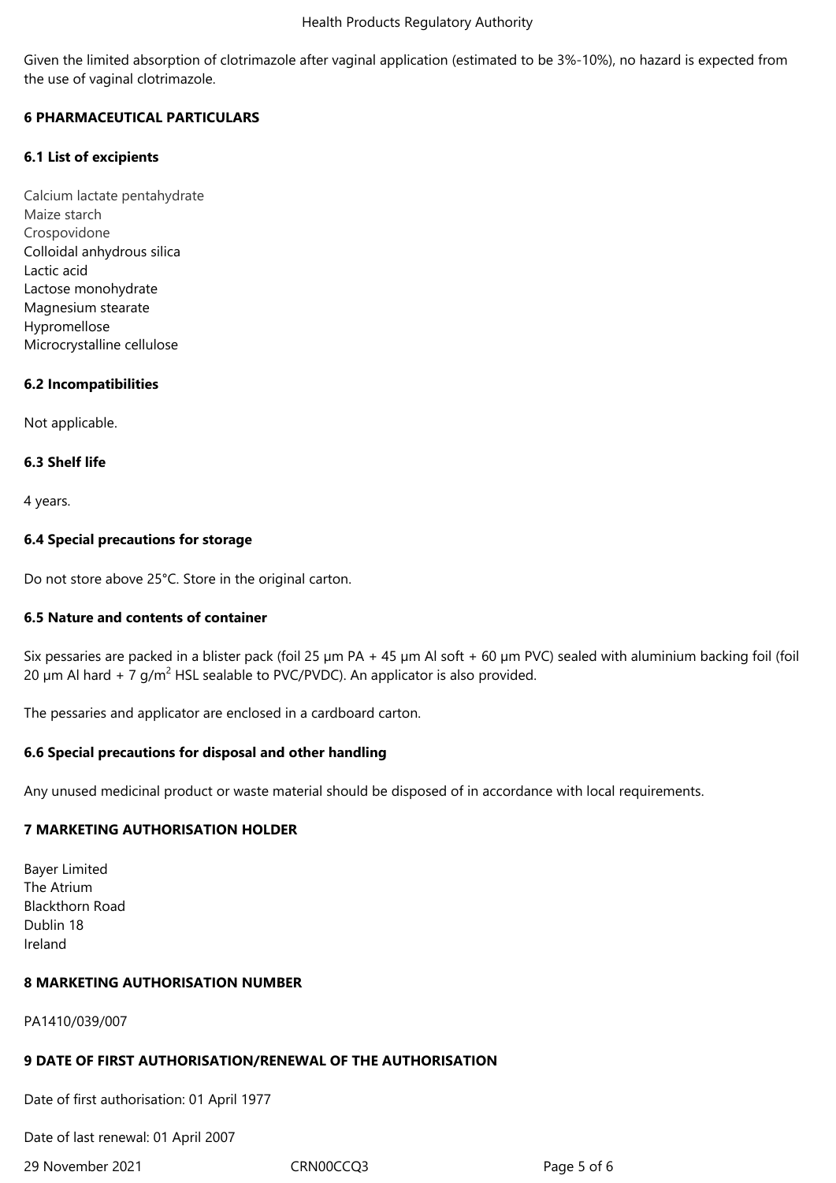Given the limited absorption of clotrimazole after vaginal application (estimated to be 3%-10%), no hazard is expected from the use of vaginal clotrimazole.

## 6 PHARMACEUTICAL PARTICULARS

### 6.1 List of excipients

Calcium lactate pentahydrate
Maize starch
Crospovidone
Colloidal anhydrous silica
Lactic acid
Lactose monohydrate
Magnesium stearate
Hypromellose
Microcrystalline cellulose

### 6.2 Incompatibilities

Not applicable.

### 6.3 Shelf life

4 years.

### 6.4 Special precautions for storage

Do not store above 25°C. Store in the original carton.

### 6.5 Nature and contents of container

Six pessaries are packed in a blister pack (foil 25 µm PA + 45 µm Al soft + 60 µm PVC) sealed with aluminium backing foil (foil 20 µm Al hard + 7 $g/m^2$ HSL sealable to PVC/PVDC). An applicator is also provided.

The pessaries and applicator are enclosed in a cardboard carton.

### 6.6 Special precautions for disposal and other handling

Any unused medicinal product or waste material should be disposed of in accordance with local requirements.

## 7 MARKETING AUTHORISATION HOLDER

Bayer Limited
The Atrium
Blackthorn Road
Dublin 18
Ireland

## 8 MARKETING AUTHORISATION NUMBER

PA1410/039/007

## 9 DATE OF FIRST AUTHORISATION/RENEWAL OF THE AUTHORISATION

Date of first authorisation: 01 April 1977

Date of last renewal: 01 April 2007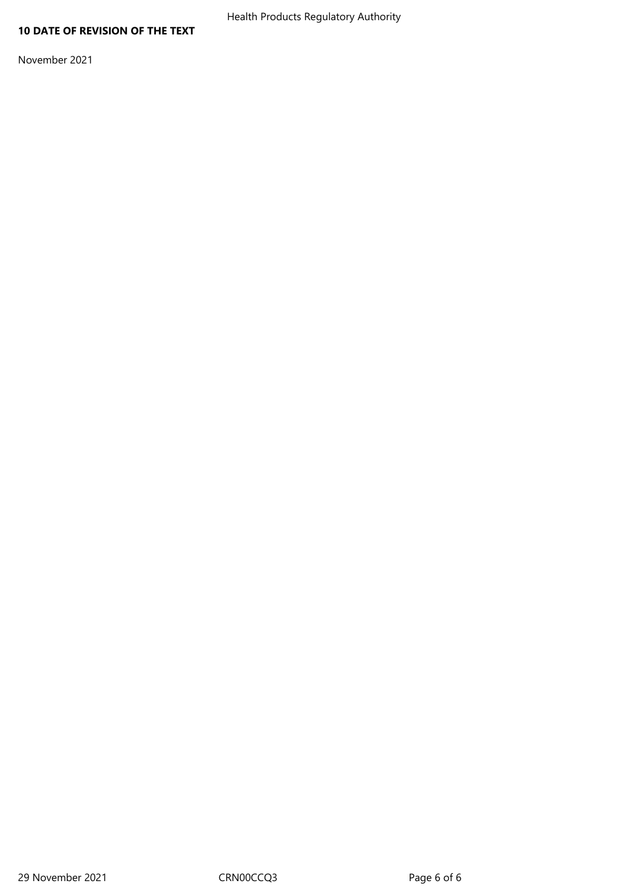## 10 DATE OF REVISION OF THE TEXT

November 2021